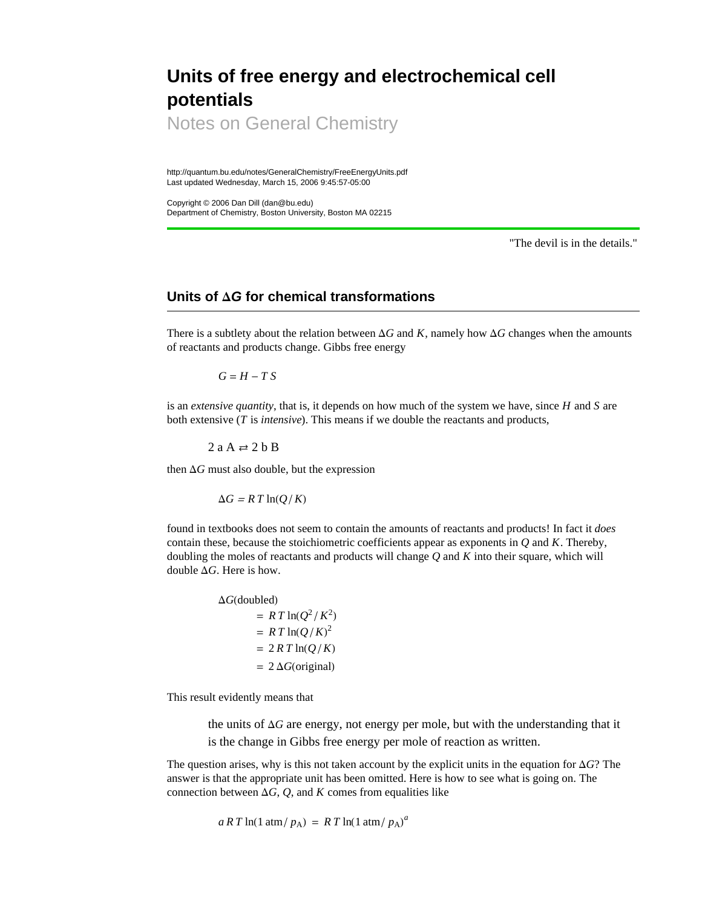# Units of free energy and electrochemical cell potentials

Notes on General Chemistry

http://quantum.bu.edu/notes/GeneralChemistry/FreeEnergyUnits.pdf
Last updated Wednesday, March 15, 2006 9:45:57-05:00

Copyright © 2006 Dan Dill (dan@bu.edu)
Department of Chemistry, Boston University, Boston MA 02215

"The devil is in the details."

## Units of $\Delta G$ for chemical transformations

There is a subtlety about the relation between $\Delta G$ and $K$, namely how $\Delta G$ changes when the amounts of reactants and products change. Gibbs free energy

$$G = H - T\,S$$

is an *extensive quantity*, that is, it depends on how much of the system we have, since $H$ and $S$ are both extensive ($T$ is *intensive*). This means if we double the reactants and products,

$$2\text{ a A} \rightleftarrows 2\text{ b B}$$

then $\Delta G$ must also double, but the expression

$$\Delta G = R\,T\,\ln(Q/K)$$

found in textbooks does not seem to contain the amounts of reactants and products! In fact it *does* contain these, because the stoichiometric coefficients appear as exponents in $Q$ and $K$. Thereby, doubling the moles of reactants and products will change $Q$ and $K$ into their square, which will double $\Delta G$. Here is how.

$$\begin{aligned}
\Delta G(\text{doubled}) &= R\,T\,\ln(Q^2/K^2) \\
&= R\,T\,\ln(Q/K)^2 \\
&= 2\,R\,T\,\ln(Q/K) \\
&= 2\,\Delta G(\text{original})
\end{aligned}$$

This result evidently means that

> the units of $\Delta G$ are energy, not energy per mole, but with the understanding that it is the change in Gibbs free energy per mole of reaction as written.

The question arises, why is this not taken account by the explicit units in the equation for $\Delta G$? The answer is that the appropriate unit has been omitted. Here is how to see what is going on. The connection between $\Delta G$, $Q$, and $K$ comes from equalities like

$$a\,R\,T\,\ln(1\text{ atm}/p_\text{A}) = R\,T\,\ln(1\text{ atm}/p_\text{A})^a$$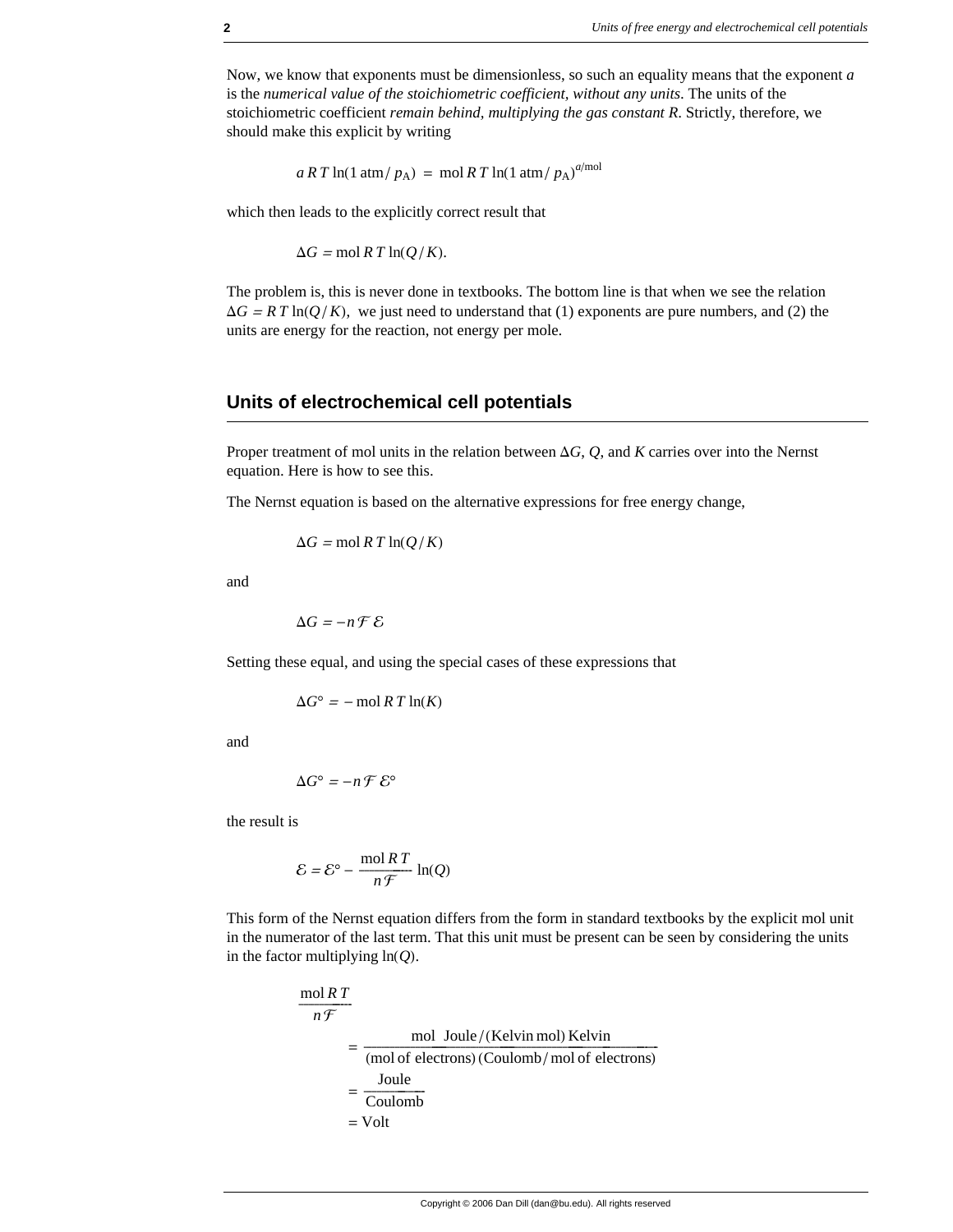Now, we know that exponents must be dimensionless, so such an equality means that the exponent $a$ is the *numerical value of the stoichiometric coefficient, without any units*. The units of the stoichiometric coefficient *remain behind, multiplying the gas constant R*. Strictly, therefore, we should make this explicit by writing

$$a\,R\,T\,\ln(1\text{ atm}/\,p_{\text{A}}) \;=\; \text{mol}\,R\,T\,\ln(1\text{ atm}/\,p_{\text{A}})^{a/\text{mol}}$$

which then leads to the explicitly correct result that

$$\Delta G = \text{mol}\,R\,T\,\ln(Q/K).$$

The problem is, this is never done in textbooks. The bottom line is that when we see the relation $\Delta G = R\,T\,\ln(Q/K)$, we just need to understand that (1) exponents are pure numbers, and (2) the units are energy for the reaction, not energy per mole.

## Units of electrochemical cell potentials

Proper treatment of mol units in the relation between $\Delta G$, $Q$, and $K$ carries over into the Nernst equation. Here is how to see this.

The Nernst equation is based on the alternative expressions for free energy change,

$$\Delta G = \text{mol}\,R\,T\,\ln(Q/K)$$

and

$$\Delta G = -n\,\mathcal{F}\,\mathcal{E}$$

Setting these equal, and using the special cases of these expressions that

$$\Delta G^\circ = -\,\text{mol}\,R\,T\,\ln(K)$$

and

$$\Delta G^\circ = -n\,\mathcal{F}\,\mathcal{E}^\circ$$

the result is

$$\mathcal{E} = \mathcal{E}^\circ - \frac{\text{mol}\,R\,T}{n\,\mathcal{F}}\,\ln(Q)$$

This form of the Nernst equation differs from the form in standard textbooks by the explicit mol unit in the numerator of the last term. That this unit must be present can be seen by considering the units in the factor multiplying $\ln(Q)$.

$$\begin{aligned}
&\frac{\text{mol}\,R\,T}{n\,\mathcal{F}} \\
&\quad= \frac{\text{mol}\;\;\text{Joule}/(\text{Kelvin mol})\;\text{Kelvin}}{(\text{mol of electrons})\,(\text{Coulomb}/\,\text{mol of electrons})} \\
&\quad= \frac{\text{Joule}}{\text{Coulomb}} \\
&\quad= \text{Volt}
\end{aligned}$$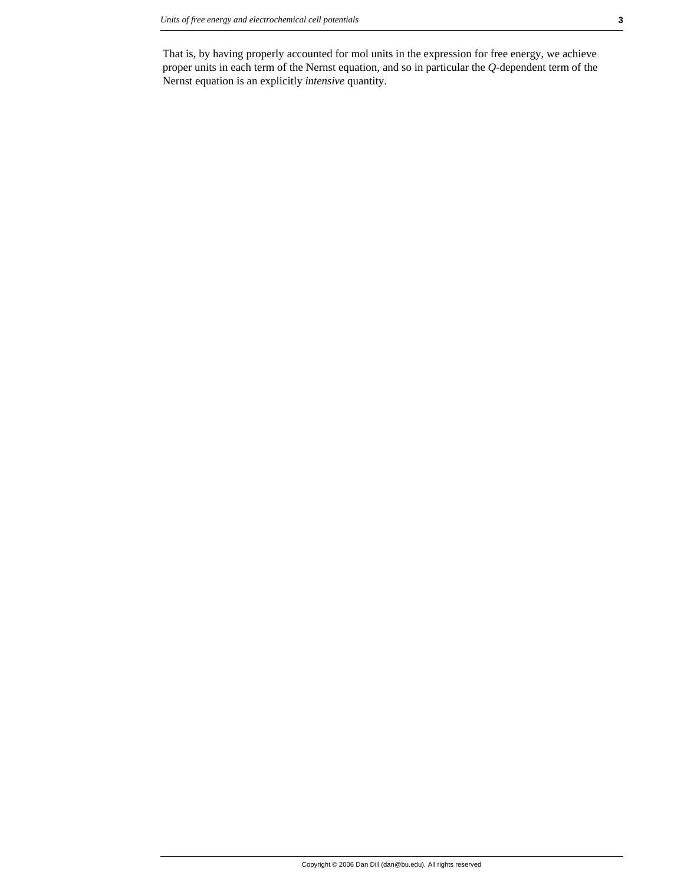That is, by having properly accounted for mol units in the expression for free energy, we achieve proper units in each term of the Nernst equation, and so in particular the $Q$-dependent term of the Nernst equation is an explicitly *intensive* quantity.